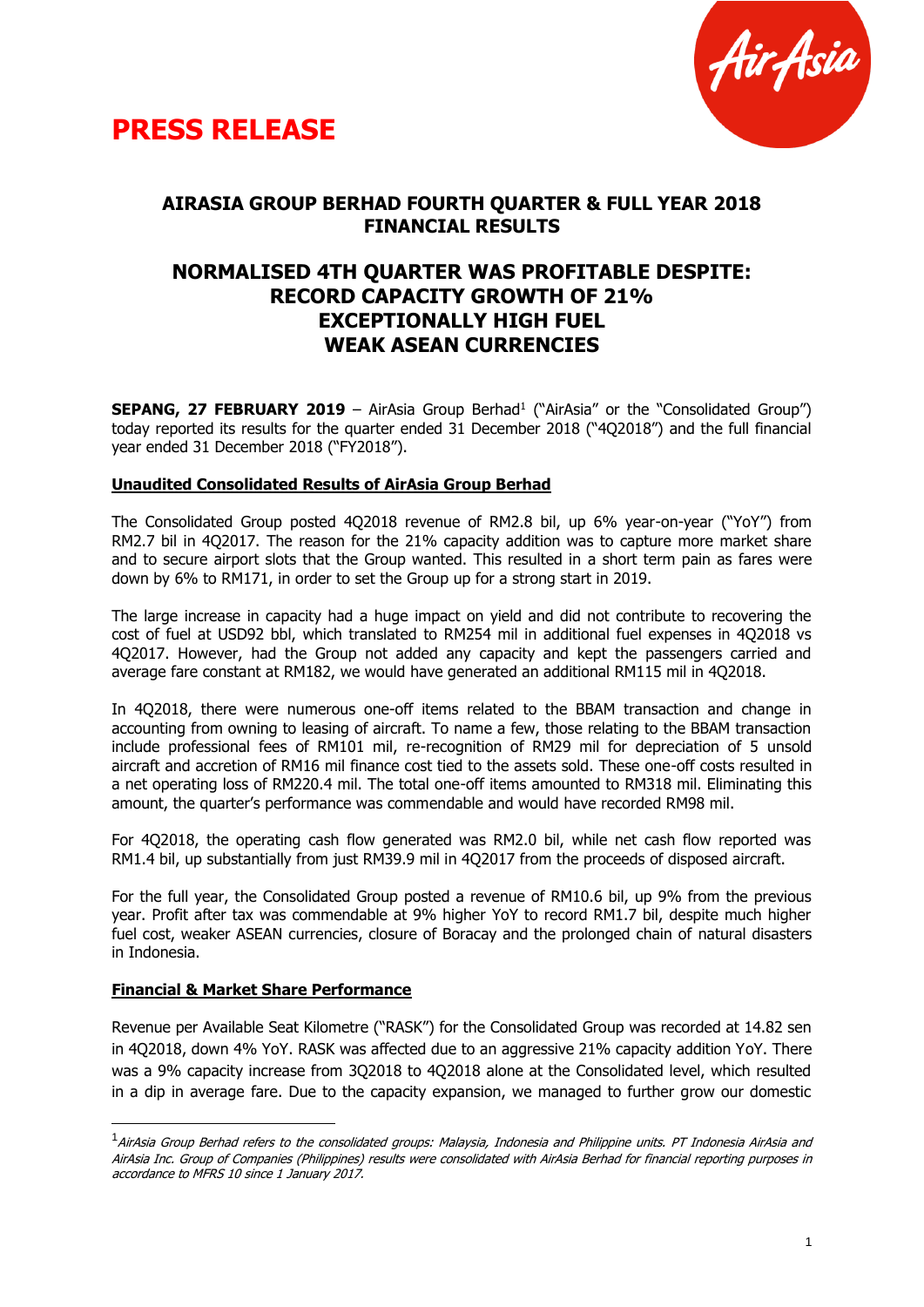# PRESS RELEASE

## AIRASIA GROUP BERHAD FOURTH QUARTER & FULL YEAR 2018 FINANCIAL RESULTS

## NORMALISED 4TH QUARTER WAS PROFITABLE DESPITE: RECORD CAPACITY GROWTH OF 21% EXCEPTIONALLY HIGH FUEL WEAK ASEAN CURRENCIES

**SEPANG, 27 FEBRUARY 2019** – AirAsia Group Berhad[1] ("AirAsia" or the "Consolidated Group") today reported its results for the quarter ended 31 December 2018 ("4Q2018") and the full financial year ended 31 December 2018 ("FY2018").

**Unaudited Consolidated Results of AirAsia Group Berhad**

The Consolidated Group posted 4Q2018 revenue of RM2.8 bil, up 6% year-on-year ("YoY") from RM2.7 bil in 4Q2017. The reason for the 21% capacity addition was to capture more market share and to secure airport slots that the Group wanted. This resulted in a short term pain as fares were down by 6% to RM171, in order to set the Group up for a strong start in 2019.

The large increase in capacity had a huge impact on yield and did not contribute to recovering the cost of fuel at USD92 bbl, which translated to RM254 mil in additional fuel expenses in 4Q2018 vs 4Q2017. However, had the Group not added any capacity and kept the passengers carried and average fare constant at RM182, we would have generated an additional RM115 mil in 4Q2018.

In 4Q2018, there were numerous one-off items related to the BBAM transaction and change in accounting from owning to leasing of aircraft. To name a few, those relating to the BBAM transaction include professional fees of RM101 mil, re-recognition of RM29 mil for depreciation of 5 unsold aircraft and accretion of RM16 mil finance cost tied to the assets sold. These one-off costs resulted in a net operating loss of RM220.4 mil. The total one-off items amounted to RM318 mil. Eliminating this amount, the quarter's performance was commendable and would have recorded RM98 mil.

For 4Q2018, the operating cash flow generated was RM2.0 bil, while net cash flow reported was RM1.4 bil, up substantially from just RM39.9 mil in 4Q2017 from the proceeds of disposed aircraft.

For the full year, the Consolidated Group posted a revenue of RM10.6 bil, up 9% from the previous year. Profit after tax was commendable at 9% higher YoY to record RM1.7 bil, despite much higher fuel cost, weaker ASEAN currencies, closure of Boracay and the prolonged chain of natural disasters in Indonesia.

**Financial & Market Share Performance**

Revenue per Available Seat Kilometre ("RASK") for the Consolidated Group was recorded at 14.82 sen in 4Q2018, down 4% YoY. RASK was affected due to an aggressive 21% capacity addition YoY. There was a 9% capacity increase from 3Q2018 to 4Q2018 alone at the Consolidated level, which resulted in a dip in average fare. Due to the capacity expansion, we managed to further grow our domestic

---

[1] *AirAsia Group Berhad refers to the consolidated groups: Malaysia, Indonesia and Philippine units. PT Indonesia AirAsia and AirAsia Inc. Group of Companies (Philippines) results were consolidated with AirAsia Berhad for financial reporting purposes in accordance to MFRS 10 since 1 January 2017.*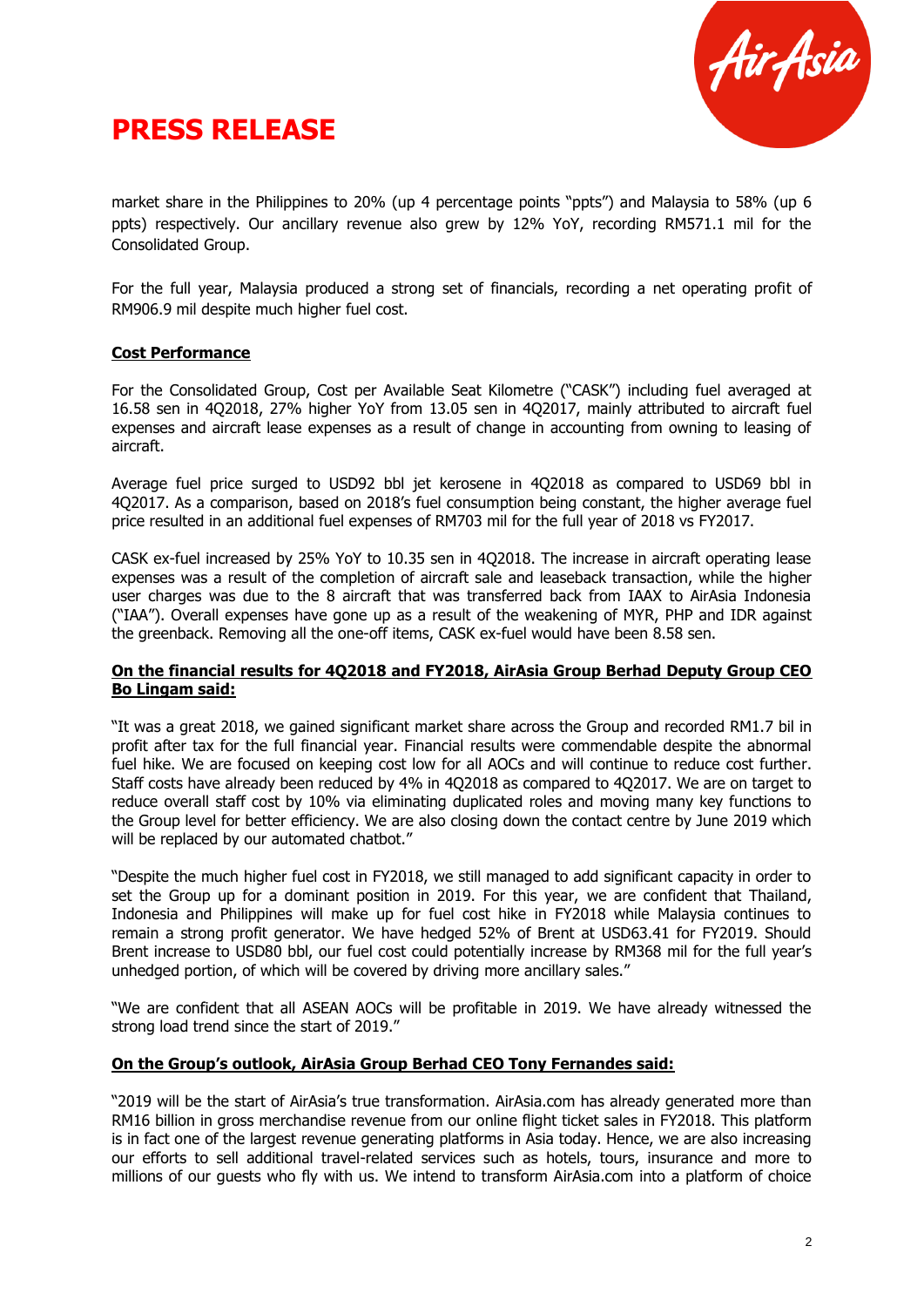# PRESS RELEASE

market share in the Philippines to 20% (up 4 percentage points "ppts") and Malaysia to 58% (up 6 ppts) respectively. Our ancillary revenue also grew by 12% YoY, recording RM571.1 mil for the Consolidated Group.

For the full year, Malaysia produced a strong set of financials, recording a net operating profit of RM906.9 mil despite much higher fuel cost.

**Cost Performance**

For the Consolidated Group, Cost per Available Seat Kilometre ("CASK") including fuel averaged at 16.58 sen in 4Q2018, 27% higher YoY from 13.05 sen in 4Q2017, mainly attributed to aircraft fuel expenses and aircraft lease expenses as a result of change in accounting from owning to leasing of aircraft.

Average fuel price surged to USD92 bbl jet kerosene in 4Q2018 as compared to USD69 bbl in 4Q2017. As a comparison, based on 2018's fuel consumption being constant, the higher average fuel price resulted in an additional fuel expenses of RM703 mil for the full year of 2018 vs FY2017.

CASK ex-fuel increased by 25% YoY to 10.35 sen in 4Q2018. The increase in aircraft operating lease expenses was a result of the completion of aircraft sale and leaseback transaction, while the higher user charges was due to the 8 aircraft that was transferred back from IAAX to AirAsia Indonesia ("IAA"). Overall expenses have gone up as a result of the weakening of MYR, PHP and IDR against the greenback. Removing all the one-off items, CASK ex-fuel would have been 8.58 sen.

**On the financial results for 4Q2018 and FY2018, AirAsia Group Berhad Deputy Group CEO Bo Lingam said:**

"It was a great 2018, we gained significant market share across the Group and recorded RM1.7 bil in profit after tax for the full financial year. Financial results were commendable despite the abnormal fuel hike. We are focused on keeping cost low for all AOCs and will continue to reduce cost further. Staff costs have already been reduced by 4% in 4Q2018 as compared to 4Q2017. We are on target to reduce overall staff cost by 10% via eliminating duplicated roles and moving many key functions to the Group level for better efficiency. We are also closing down the contact centre by June 2019 which will be replaced by our automated chatbot."

"Despite the much higher fuel cost in FY2018, we still managed to add significant capacity in order to set the Group up for a dominant position in 2019. For this year, we are confident that Thailand, Indonesia and Philippines will make up for fuel cost hike in FY2018 while Malaysia continues to remain a strong profit generator. We have hedged 52% of Brent at USD63.41 for FY2019. Should Brent increase to USD80 bbl, our fuel cost could potentially increase by RM368 mil for the full year's unhedged portion, of which will be covered by driving more ancillary sales."

"We are confident that all ASEAN AOCs will be profitable in 2019. We have already witnessed the strong load trend since the start of 2019."

**On the Group's outlook, AirAsia Group Berhad CEO Tony Fernandes said:**

"2019 will be the start of AirAsia's true transformation. AirAsia.com has already generated more than RM16 billion in gross merchandise revenue from our online flight ticket sales in FY2018. This platform is in fact one of the largest revenue generating platforms in Asia today. Hence, we are also increasing our efforts to sell additional travel-related services such as hotels, tours, insurance and more to millions of our guests who fly with us. We intend to transform AirAsia.com into a platform of choice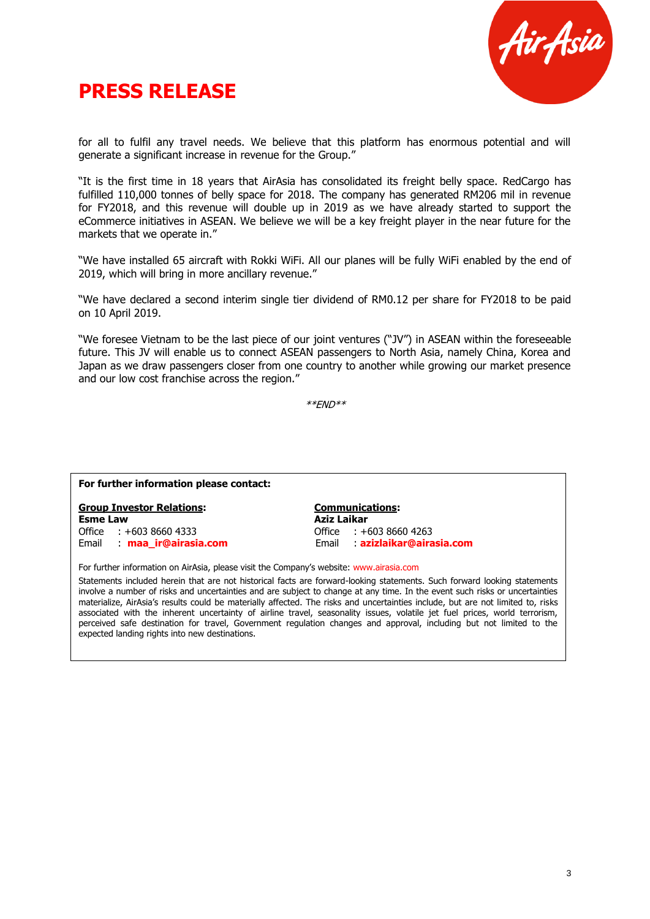# PRESS RELEASE

for all to fulfil any travel needs. We believe that this platform has enormous potential and will generate a significant increase in revenue for the Group."

"It is the first time in 18 years that AirAsia has consolidated its freight belly space. RedCargo has fulfilled 110,000 tonnes of belly space for 2018. The company has generated RM206 mil in revenue for FY2018, and this revenue will double up in 2019 as we have already started to support the eCommerce initiatives in ASEAN. We believe we will be a key freight player in the near future for the markets that we operate in."

"We have installed 65 aircraft with Rokki WiFi. All our planes will be fully WiFi enabled by the end of 2019, which will bring in more ancillary revenue."

"We have declared a second interim single tier dividend of RM0.12 per share for FY2018 to be paid on 10 April 2019.

"We foresee Vietnam to be the last piece of our joint ventures ("JV") in ASEAN within the foreseeable future. This JV will enable us to connect ASEAN passengers to North Asia, namely China, Korea and Japan as we draw passengers closer from one country to another while growing our market presence and our low cost franchise across the region."

*\*\*END\*\**

**For further information please contact:**

**Group Investor Relations:**
**Esme Law**
Office : +603 8660 4333
Email : **maa_ir@airasia.com**

**Communications:**
**Aziz Laikar**
Office : +603 8660 4263
Email : **azizlaikar@airasia.com**

For further information on AirAsia, please visit the Company's website: www.airasia.com

Statements included herein that are not historical facts are forward-looking statements. Such forward looking statements involve a number of risks and uncertainties and are subject to change at any time. In the event such risks or uncertainties materialize, AirAsia's results could be materially affected. The risks and uncertainties include, but are not limited to, risks associated with the inherent uncertainty of airline travel, seasonality issues, volatile jet fuel prices, world terrorism, perceived safe destination for travel, Government regulation changes and approval, including but not limited to the expected landing rights into new destinations.